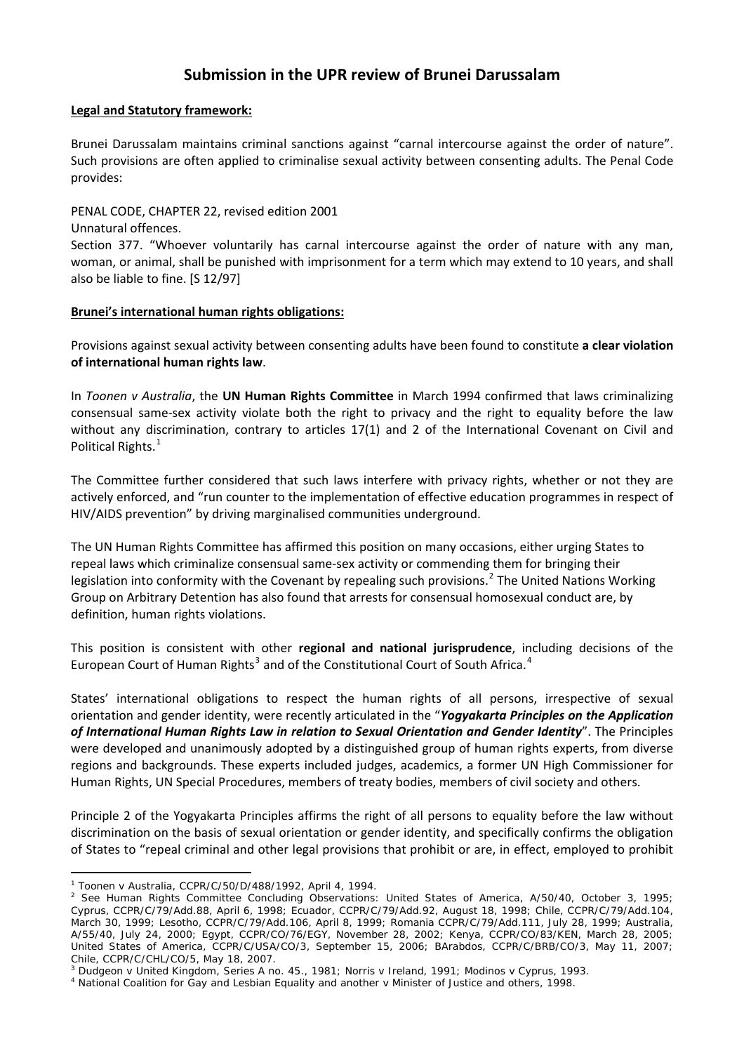# Submission in the UPR review of Brunei Darussalam

**Legal and Statutory framework:**

Brunei Darussalam maintains criminal sanctions against "carnal intercourse against the order of nature". Such provisions are often applied to criminalise sexual activity between consenting adults. The Penal Code provides:

PENAL CODE, CHAPTER 22, revised edition 2001
Unnatural offences.
Section 377. "Whoever voluntarily has carnal intercourse against the order of nature with any man, woman, or animal, shall be punished with imprisonment for a term which may extend to 10 years, and shall also be liable to fine. [S 12/97]

**Brunei's international human rights obligations:**

Provisions against sexual activity between consenting adults have been found to constitute **a clear violation of international human rights law**.

In *Toonen v Australia*, the **UN Human Rights Committee** in March 1994 confirmed that laws criminalizing consensual same-sex activity violate both the right to privacy and the right to equality before the law without any discrimination, contrary to articles 17(1) and 2 of the International Covenant on Civil and Political Rights.[1]

The Committee further considered that such laws interfere with privacy rights, whether or not they are actively enforced, and "run counter to the implementation of effective education programmes in respect of HIV/AIDS prevention" by driving marginalised communities underground.

The UN Human Rights Committee has affirmed this position on many occasions, either urging States to repeal laws which criminalize consensual same-sex activity or commending them for bringing their legislation into conformity with the Covenant by repealing such provisions.[2] The United Nations Working Group on Arbitrary Detention has also found that arrests for consensual homosexual conduct are, by definition, human rights violations.

This position is consistent with other **regional and national jurisprudence**, including decisions of the European Court of Human Rights[3] and of the Constitutional Court of South Africa.[4]

States' international obligations to respect the human rights of all persons, irrespective of sexual orientation and gender identity, were recently articulated in the "***Yogyakarta Principles on the Application of International Human Rights Law in relation to Sexual Orientation and Gender Identity***". The Principles were developed and unanimously adopted by a distinguished group of human rights experts, from diverse regions and backgrounds. These experts included judges, academics, a former UN High Commissioner for Human Rights, UN Special Procedures, members of treaty bodies, members of civil society and others.

Principle 2 of the Yogyakarta Principles affirms the right of all persons to equality before the law without discrimination on the basis of sexual orientation or gender identity, and specifically confirms the obligation of States to "repeal criminal and other legal provisions that prohibit or are, in effect, employed to prohibit

---

[1] Toonen v Australia, CCPR/C/50/D/488/1992, April 4, 1994.

[2] See Human Rights Committee Concluding Observations: United States of America, A/50/40, October 3, 1995; Cyprus, CCPR/C/79/Add.88, April 6, 1998; Ecuador, CCPR/C/79/Add.92, August 18, 1998; Chile, CCPR/C/79/Add.104, March 30, 1999; Lesotho, CCPR/C/79/Add.106, April 8, 1999; Romania CCPR/C/79/Add.111, July 28, 1999; Australia, A/55/40, July 24, 2000; Egypt, CCPR/CO/76/EGY, November 28, 2002; Kenya, CCPR/CO/83/KEN, March 28, 2005; United States of America, CCPR/C/USA/CO/3, September 15, 2006; BArabdos, CCPR/C/BRB/CO/3, May 11, 2007; Chile, CCPR/C/CHL/CO/5, May 18, 2007.

[3] Dudgeon v United Kingdom, Series A no. 45., 1981; Norris v Ireland, 1991; Modinos v Cyprus, 1993.

[4] National Coalition for Gay and Lesbian Equality and another v Minister of Justice and others, 1998.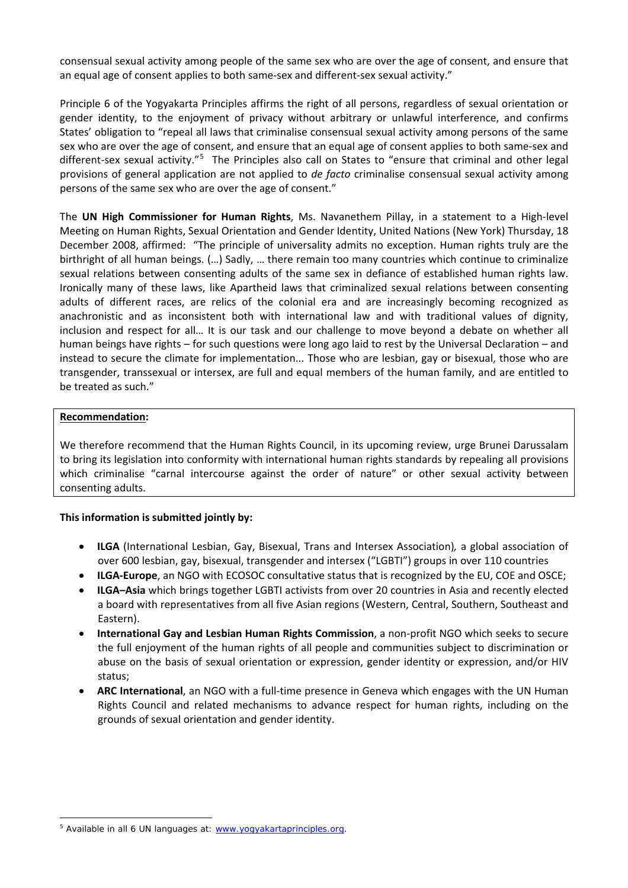consensual sexual activity among people of the same sex who are over the age of consent, and ensure that an equal age of consent applies to both same-sex and different-sex sexual activity."

Principle 6 of the Yogyakarta Principles affirms the right of all persons, regardless of sexual orientation or gender identity, to the enjoyment of privacy without arbitrary or unlawful interference, and confirms States' obligation to "repeal all laws that criminalise consensual sexual activity among persons of the same sex who are over the age of consent, and ensure that an equal age of consent applies to both same-sex and different-sex sexual activity."[5] The Principles also call on States to "ensure that criminal and other legal provisions of general application are not applied to *de facto* criminalise consensual sexual activity among persons of the same sex who are over the age of consent."

The **UN High Commissioner for Human Rights**, Ms. Navanethem Pillay, in a statement to a High-level Meeting on Human Rights, Sexual Orientation and Gender Identity, United Nations (New York) Thursday, 18 December 2008, affirmed: "The principle of universality admits no exception. Human rights truly are the birthright of all human beings. (…) Sadly, … there remain too many countries which continue to criminalize sexual relations between consenting adults of the same sex in defiance of established human rights law. Ironically many of these laws, like Apartheid laws that criminalized sexual relations between consenting adults of different races, are relics of the colonial era and are increasingly becoming recognized as anachronistic and as inconsistent both with international law and with traditional values of dignity, inclusion and respect for all… It is our task and our challenge to move beyond a debate on whether all human beings have rights – for such questions were long ago laid to rest by the Universal Declaration – and instead to secure the climate for implementation... Those who are lesbian, gay or bisexual, those who are transgender, transsexual or intersex, are full and equal members of the human family, and are entitled to be treated as such."

**Recommendation:**

We therefore recommend that the Human Rights Council, in its upcoming review, urge Brunei Darussalam to bring its legislation into conformity with international human rights standards by repealing all provisions which criminalise "carnal intercourse against the order of nature" or other sexual activity between consenting adults.

**This information is submitted jointly by:**

- **ILGA** (International Lesbian, Gay, Bisexual, Trans and Intersex Association), a global association of over 600 lesbian, gay, bisexual, transgender and intersex ("LGBTI") groups in over 110 countries
- **ILGA-Europe**, an NGO with ECOSOC consultative status that is recognized by the EU, COE and OSCE;
- **ILGA–Asia** which brings together LGBTI activists from over 20 countries in Asia and recently elected a board with representatives from all five Asian regions (Western, Central, Southern, Southeast and Eastern).
- **International Gay and Lesbian Human Rights Commission**, a non-profit NGO which seeks to secure the full enjoyment of the human rights of all people and communities subject to discrimination or abuse on the basis of sexual orientation or expression, gender identity or expression, and/or HIV status;
- **ARC International**, an NGO with a full-time presence in Geneva which engages with the UN Human Rights Council and related mechanisms to advance respect for human rights, including on the grounds of sexual orientation and gender identity.

[5] Available in all 6 UN languages at: www.yogyakartaprinciples.org.